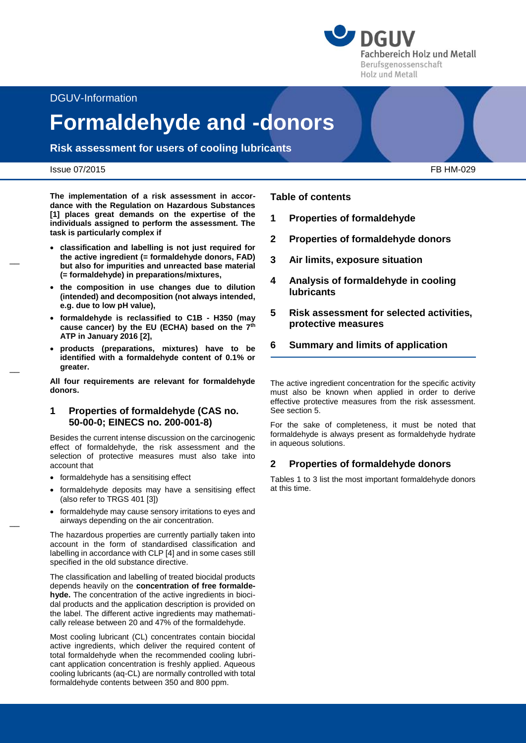DGUV-Information

# Formaldehyde and -donors

**Risk assessment for users of cooling lubricants**

Issue 07/2015 FB HM-029

**The implementation of a risk assessment in accordance with the Regulation on Hazardous Substances [1] places great demands on the expertise of the individuals assigned to perform the assessment. The task is particularly complex if**

- **classification and labelling is not just required for the active ingredient (= formaldehyde donors, FAD) but also for impurities and unreacted base material (= formaldehyde) in preparations/mixtures,**
- **the composition in use changes due to dilution (intended) and decomposition (not always intended, e.g. due to low pH value),**
- **formaldehyde is reclassified to C1B - H350 (may cause cancer) by the EU (ECHA) based on the 7th ATP in January 2016 [2],**
- **products (preparations, mixtures) have to be identified with a formaldehyde content of 0.1% or greater.**

**All four requirements are relevant for formaldehyde donors.**

## 1 Properties of formaldehyde (CAS no. 50-00-0; EINECS no. 200-001-8)

Besides the current intense discussion on the carcinogenic effect of formaldehyde, the risk assessment and the selection of protective measures must also take into account that

- formaldehyde has a sensitising effect
- formaldehyde deposits may have a sensitising effect (also refer to TRGS 401 [3])
- formaldehyde may cause sensory irritations to eyes and airways depending on the air concentration.

The hazardous properties are currently partially taken into account in the form of standardised classification and labelling in accordance with CLP [4] and in some cases still specified in the old substance directive.

The classification and labelling of treated biocidal products depends heavily on the **concentration of free formaldehyde.** The concentration of the active ingredients in biocidal products and the application description is provided on the label. The different active ingredients may mathematically release between 20 and 47% of the formaldehyde.

Most cooling lubricant (CL) concentrates contain biocidal active ingredients, which deliver the required content of total formaldehyde when the recommended cooling lubricant application concentration is freshly applied. Aqueous cooling lubricants (aq-CL) are normally controlled with total formaldehyde contents between 350 and 800 ppm.

The active ingredient concentration for the specific activity must also be known when applied in order to derive effective protective measures from the risk assessment. See section 5.

For the sake of completeness, it must be noted that formaldehyde is always present as formaldehyde hydrate in aqueous solutions.

**Table of contents**

1 Properties of formaldehyde

2 Properties of formaldehyde donors

3 Air limits, exposure situation

4 Analysis of formaldehyde in cooling lubricants

5 Risk assessment for selected activities, protective measures

6 Summary and limits of application

## 2 Properties of formaldehyde donors

Tables 1 to 3 list the most important formaldehyde donors at this time.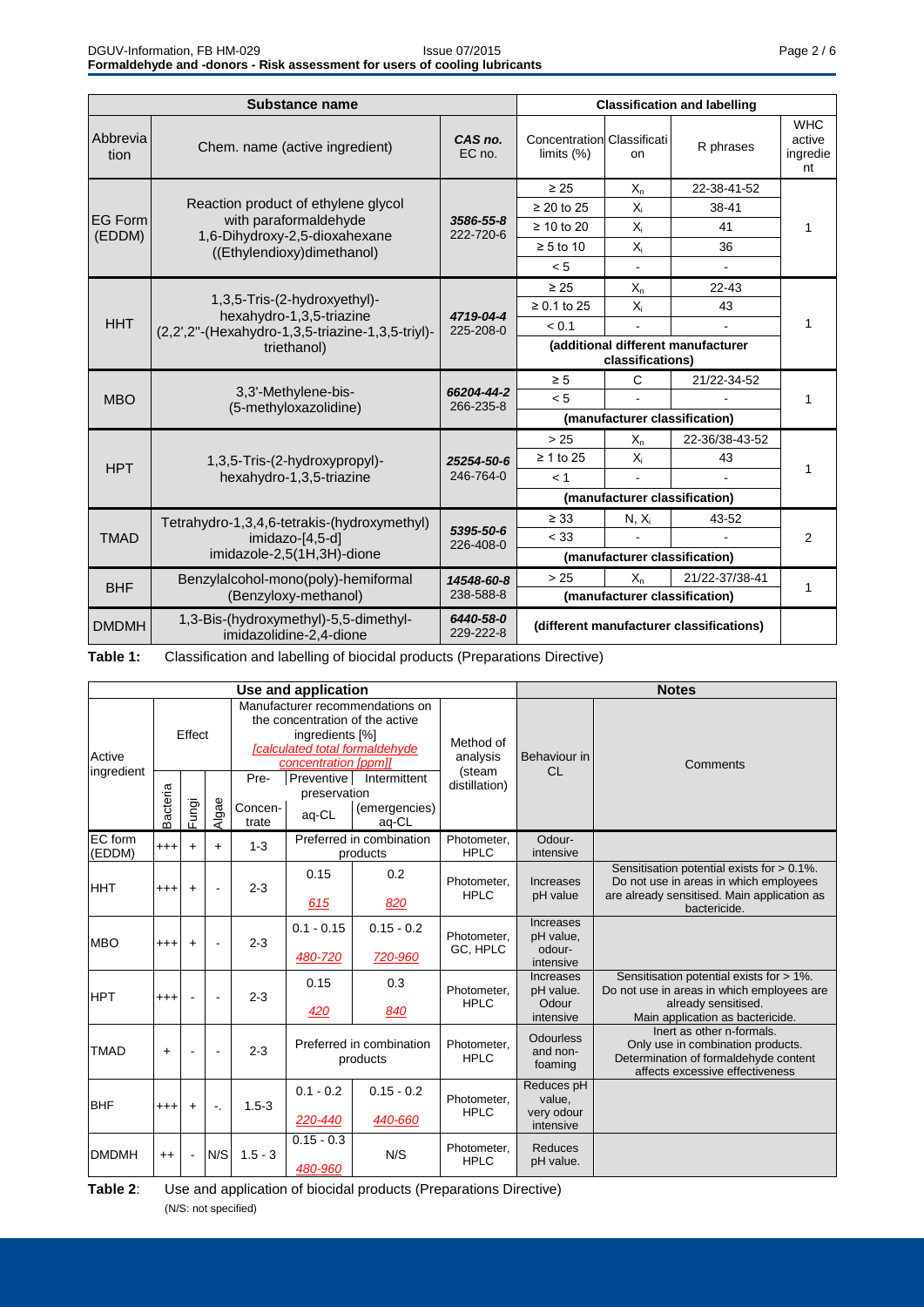| Substance name | | | Classification and labelling | | | |
|---|---|---|---|---|---|---|
| Abbreviation | Chem. name (active ingredient) | *CAS no.* EC no. | Concentration limits (%) | Classification | R phrases | WHC active ingredient |
| EG Form (EDDM) | Reaction product of ethylene glycol with paraformaldehyde 1,6-Dihydroxy-2,5-dioxahexane ((Ethylendioxy)dimethanol) | ***3586-55-8*** 222-720-6 | ≥ 25 | $X_n$ | 22-38-41-52 | 1 |
| | | | ≥ 20 to 25 | $X_i$ | 38-41 | |
| | | | ≥ 10 to 20 | $X_i$ | 41 | |
| | | | ≥ 5 to 10 | $X_i$ | 36 | |
| | | | < 5 | - | - | |
| HHT | 1,3,5-Tris-(2-hydroxyethyl)-hexahydro-1,3,5-triazine (2,2',2''-(Hexahydro-1,3,5-triazine-1,3,5-triyl)-triethanol) | ***4719-04-4*** 225-208-0 | ≥ 25 | $X_n$ | 22-43 | 1 |
| | | | ≥ 0.1 to 25 | $X_i$ | 43 | |
| | | | < 0.1 | - | - | |
| | | | **(additional different manufacturer classifications)** | | | |
| MBO | 3,3'-Methylene-bis-(5-methyloxazolidine) | ***66204-44-2*** 266-235-8 | ≥ 5 | C | 21/22-34-52 | 1 |
| | | | < 5 | - | - | |
| | | | **(manufacturer classification)** | | | |
| HPT | 1,3,5-Tris-(2-hydroxypropyl)-hexahydro-1,3,5-triazine | ***25254-50-6*** 246-764-0 | > 25 | $X_n$ | 22-36/38-43-52 | 1 |
| | | | ≥ 1 to 25 | $X_i$ | 43 | |
| | | | < 1 | - | - | |
| | | | **(manufacturer classification)** | | | |
| TMAD | Tetrahydro-1,3,4,6-tetrakis-(hydroxymethyl) imidazo-[4,5-d] imidazole-2,5(1H,3H)-dione | ***5395-50-6*** 226-408-0 | ≥ 33 | N, $X_i$ | 43-52 | 2 |
| | | | < 33 | - | - | |
| | | | **(manufacturer classification)** | | | |
| BHF | Benzylalcohol-mono(poly)-hemiformal (Benzyloxy-methanol) | ***14548-60-8*** 238-588-8 | > 25 | $X_n$ | 21/22-37/38-41 | 1 |
| | | | **(manufacturer classification)** | | | |
| DMDMH | 1,3-Bis-(hydroxymethyl)-5,5-dimethyl-imidazolidine-2,4-dione | ***6440-58-0*** 229-222-8 | **(different manufacturer classifications)** | | | |

**Table 1:** Classification and labelling of biocidal products (Preparations Directive)

| Use and application | | | | | | | | Notes | |
|---|---|---|---|---|---|---|---|---|---|
| Active ingredient | Effect | | | Manufacturer recommendations on the concentration of the active ingredients [%] *[calculated total formaldehyde concentration [ppm]]* | | | Method of analysis (steam distillation) | Behaviour in CL | Comments |
| | Bacteria | Fungi | Algae | Pre- Concentrate | Preventive preservation aq-CL | Intermittent (emergencies) aq-CL | | | |
| EC form (EDDM) | +++ | + | + | 1-3 | Preferred in combination products | | Photometer, HPLC | Odour-intensive | |
| HHT | +++ | + | - | 2-3 | 0.15 *615* | 0.2 *820* | Photometer, HPLC | Increases pH value | Sensitisation potential exists for > 0.1%. Do not use in areas in which employees are already sensitised. Main application as bactericide. |
| MBO | +++ | + | - | 2-3 | 0.1 - 0.15 *480-720* | 0.15 - 0.2 *720-960* | Photometer, GC, HPLC | Increases pH value, odour-intensive | |
| HPT | +++ | - | - | 2-3 | 0.15 *420* | 0.3 *840* | Photometer, HPLC | Increases pH value. Odour intensive | Sensitisation potential exists for > 1%. Do not use in areas in which employees are already sensitised. Main application as bactericide. |
| TMAD | + | - | - | 2-3 | Preferred in combination products | | Photometer, HPLC | Odourless and non-foaming | Inert as other n-formals. Only use in combination products. Determination of formaldehyde content affects excessive effectiveness |
| BHF | +++ | + | -. | 1.5-3 | 0.1 - 0.2 *220-440* | 0.15 - 0.2 *440-660* | Photometer, HPLC | Reduces pH value, very odour intensive | |
| DMDMH | ++ | - | N/S | 1.5 - 3 | 0.15 - 0.3 *480-960* | N/S | Photometer, HPLC | Reduces pH value. | |

**Table 2**: Use and application of biocidal products (Preparations Directive)
(N/S: not specified)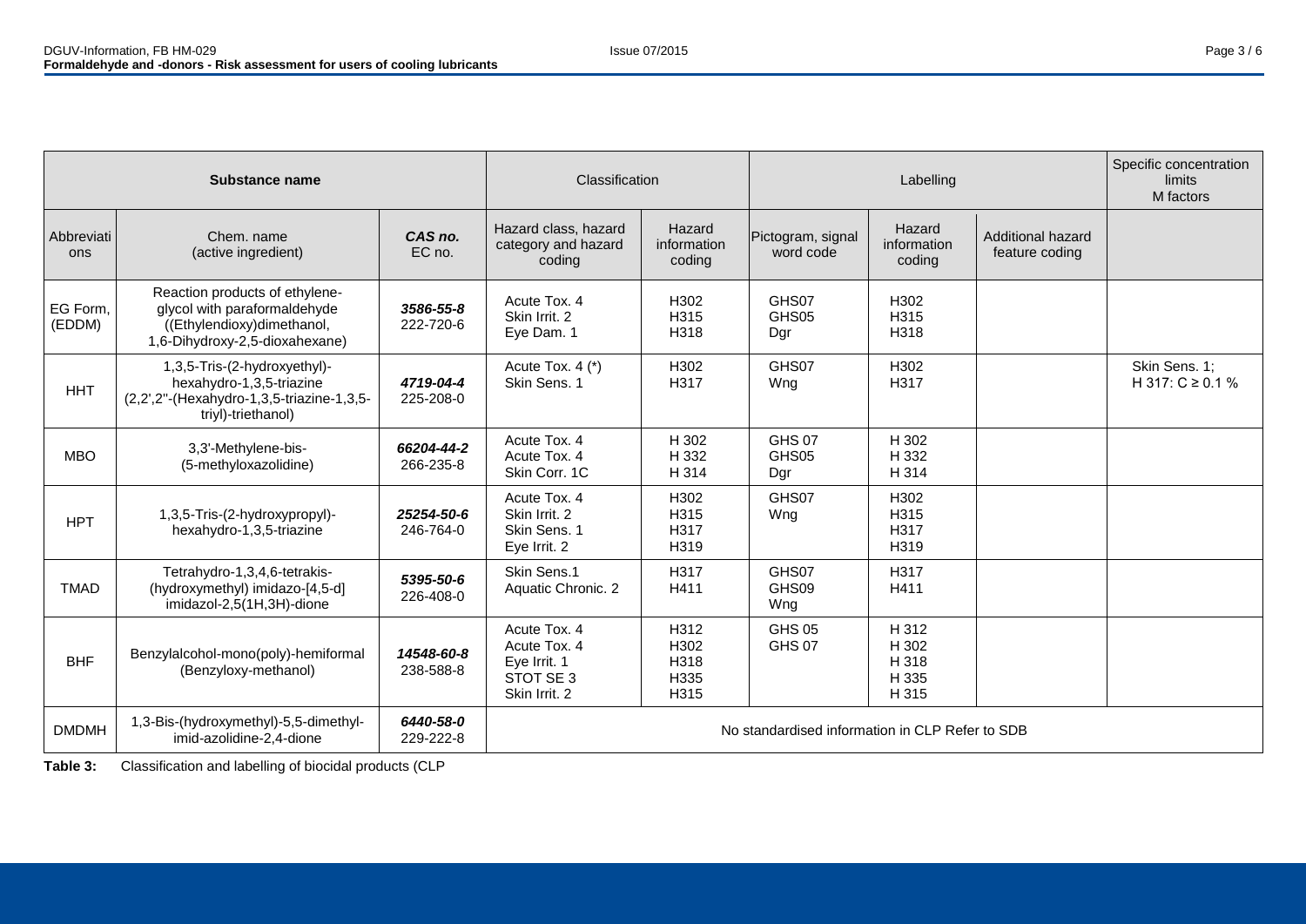| Substance name | | | Classification | | Labelling | | | Specific concentration limits M factors |
|---|---|---|---|---|---|---|---|---|
| Abbreviations | Chem. name (active ingredient) | ***CAS no.*** EC no. | Hazard class, hazard category and hazard coding | Hazard information coding | Pictogram, signal word code | Hazard information coding | Additional hazard feature coding | |
| EG Form, (EDDM) | Reaction products of ethylene-glycol with paraformaldehyde ((Ethylendioxy)dimethanol, 1,6-Dihydroxy-2,5-dioxahexane) | ***3586-55-8*** 222-720-6 | Acute Tox. 4<br>Skin Irrit. 2<br>Eye Dam. 1 | H302<br>H315<br>H318 | GHS07<br>GHS05<br>Dgr | H302<br>H315<br>H318 | | |
| HHT | 1,3,5-Tris-(2-hydroxyethyl)-hexahydro-1,3,5-triazine (2,2',2''-(Hexahydro-1,3,5-triazine-1,3,5-triyl)-triethanol) | ***4719-04-4*** 225-208-0 | Acute Tox. 4 (*)<br>Skin Sens. 1 | H302<br>H317 | GHS07<br>Wng | H302<br>H317 | | Skin Sens. 1;<br>H 317: C ≥ 0.1 % |
| MBO | 3,3'-Methylene-bis-(5-methyloxazolidine) | ***66204-44-2*** 266-235-8 | Acute Tox. 4<br>Acute Tox. 4<br>Skin Corr. 1C | H 302<br>H 332<br>H 314 | GHS 07<br>GHS05<br>Dgr | H 302<br>H 332<br>H 314 | | |
| HPT | 1,3,5-Tris-(2-hydroxypropyl)-hexahydro-1,3,5-triazine | ***25254-50-6*** 246-764-0 | Acute Tox. 4<br>Skin Irrit. 2<br>Skin Sens. 1<br>Eye Irrit. 2 | H302<br>H315<br>H317<br>H319 | GHS07<br>Wng | H302<br>H315<br>H317<br>H319 | | |
| TMAD | Tetrahydro-1,3,4,6-tetrakis-(hydroxymethyl) imidazo-[4,5-d] imidazol-2,5(1H,3H)-dione | ***5395-50-6*** 226-408-0 | Skin Sens.1<br>Aquatic Chronic. 2 | H317<br>H411 | GHS07<br>GHS09<br>Wng | H317<br>H411 | | |
| BHF | Benzylalcohol-mono(poly)-hemiformal (Benzyloxy-methanol) | ***14548-60-8*** 238-588-8 | Acute Tox. 4<br>Acute Tox. 4<br>Eye Irrit. 1<br>STOT SE 3<br>Skin Irrit. 2 | H312<br>H302<br>H318<br>H335<br>H315 | GHS 05<br>GHS 07 | H 312<br>H 302<br>H 318<br>H 335<br>H 315 | | |
| DMDMH | 1,3-Bis-(hydroxymethyl)-5,5-dimethyl-imid-azolidine-2,4-dione | ***6440-58-0*** 229-222-8 | No standardised information in CLP Refer to SDB | | | | | |

**Table 3:** Classification and labelling of biocidal products (CLP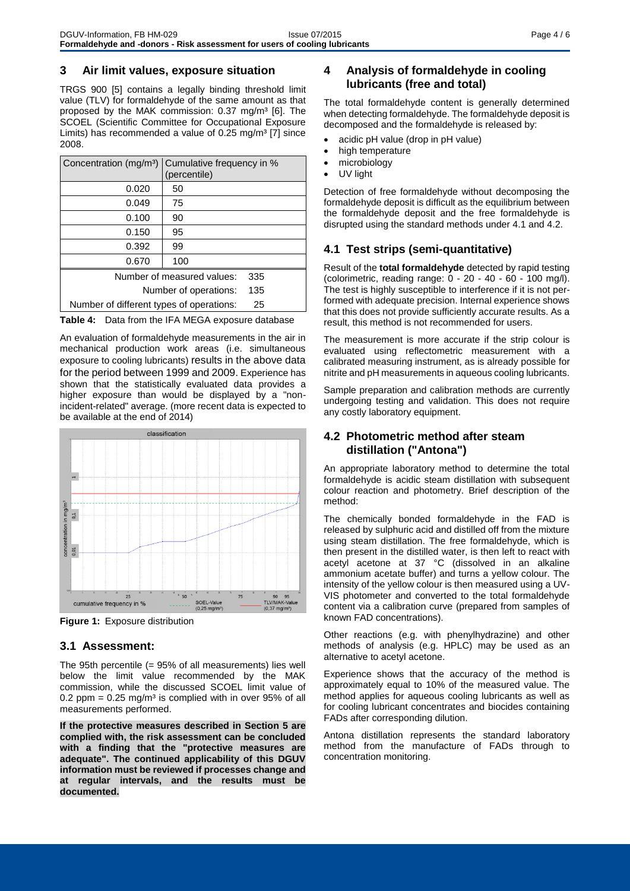## 3 Air limit values, exposure situation

TRGS 900 [5] contains a legally binding threshold limit value (TLV) for formaldehyde of the same amount as that proposed by the MAK commission: 0.37 mg/m³ [6]. The SCOEL (Scientific Committee for Occupational Exposure Limits) has recommended a value of 0.25 mg/m³ [7] since 2008.

| Concentration (mg/m³) | Cumulative frequency in % (percentile) |
|---|---|
| 0.020 | 50 |
| 0.049 | 75 |
| 0.100 | 90 |
| 0.150 | 95 |
| 0.392 | 99 |
| 0.670 | 100 |
| Number of measured values: | 335 |
| Number of operations: | 135 |
| Number of different types of operations: | 25 |

**Table 4:** Data from the IFA MEGA exposure database

An evaluation of formaldehyde measurements in the air in mechanical production work areas (i.e. simultaneous exposure to cooling lubricants) results in the above data for the period between 1999 and 2009. Experience has shown that the statistically evaluated data provides a higher exposure than would be displayed by a "non-incident-related" average. (more recent data is expected to be available at the end of 2014)

**Figure 1:** Exposure distribution

### 3.1 Assessment:

The 95th percentile (= 95% of all measurements) lies well below the limit value recommended by the MAK commission, while the discussed SCOEL limit value of 0.2 ppm = 0.25 mg/m³ is complied with in over 95% of all measurements performed.

**If the protective measures described in Section 5 are complied with, the risk assessment can be concluded with a finding that the "protective measures are adequate". The continued applicability of this DGUV information must be reviewed if processes change and at regular intervals, and the results must be documented.**

## 4 Analysis of formaldehyde in cooling lubricants (free and total)

The total formaldehyde content is generally determined when detecting formaldehyde. The formaldehyde deposit is decomposed and the formaldehyde is released by:

- acidic pH value (drop in pH value)
- high temperature
- microbiology
- UV light

Detection of free formaldehyde without decomposing the formaldehyde deposit is difficult as the equilibrium between the formaldehyde deposit and the free formaldehyde is disrupted using the standard methods under 4.1 and 4.2.

### 4.1 Test strips (semi-quantitative)

Result of the **total formaldehyde** detected by rapid testing (colorimetric, reading range: 0 - 20 - 40 - 60 - 100 mg/l). The test is highly susceptible to interference if it is not performed with adequate precision. Internal experience shows that this does not provide sufficiently accurate results. As a result, this method is not recommended for users.

The measurement is more accurate if the strip colour is evaluated using reflectometric measurement with a calibrated measuring instrument, as is already possible for nitrite and pH measurements in aqueous cooling lubricants.

Sample preparation and calibration methods are currently undergoing testing and validation. This does not require any costly laboratory equipment.

### 4.2 Photometric method after steam distillation ("Antona")

An appropriate laboratory method to determine the total formaldehyde is acidic steam distillation with subsequent colour reaction and photometry. Brief description of the method:

The chemically bonded formaldehyde in the FAD is released by sulphuric acid and distilled off from the mixture using steam distillation. The free formaldehyde, which is then present in the distilled water, is then left to react with acetyl acetone at 37 °C (dissolved in an alkaline ammonium acetate buffer) and turns a yellow colour. The intensity of the yellow colour is then measured using a UV-VIS photometer and converted to the total formaldehyde content via a calibration curve (prepared from samples of known FAD concentrations).

Other reactions (e.g. with phenylhydrazine) and other methods of analysis (e.g. HPLC) may be used as an alternative to acetyl acetone.

Experience shows that the accuracy of the method is approximately equal to 10% of the measured value. The method applies for aqueous cooling lubricants as well as for cooling lubricant concentrates and biocides containing FADs after corresponding dilution.

Antona distillation represents the standard laboratory method from the manufacture of FADs through to concentration monitoring.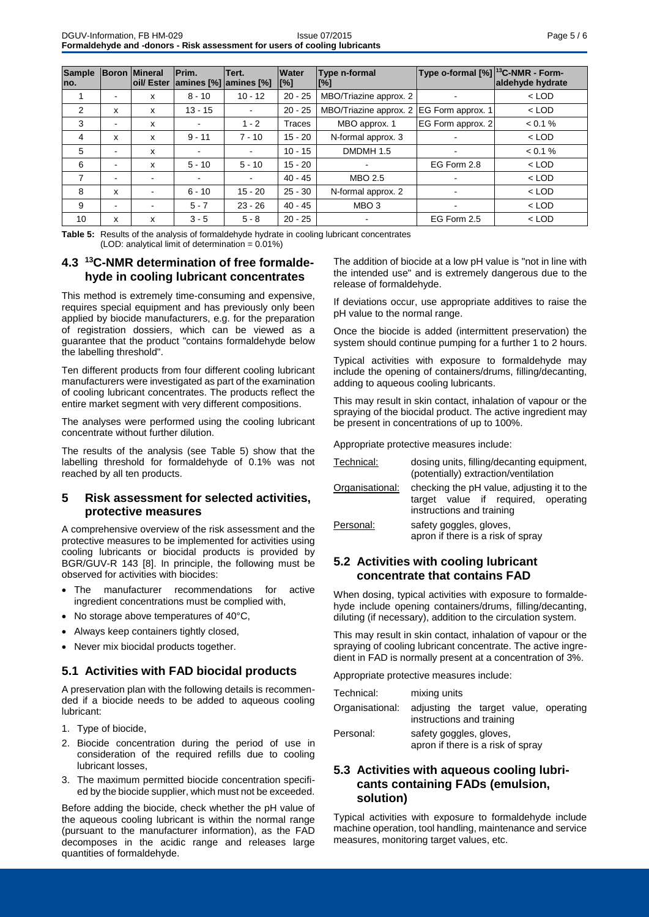| Sample no. | Boron | Mineral oil/ Ester | Prim. amines [%] | Tert. amines [%] | Water [%] | Type n-formal [%] | Type o-formal [%] | $^{13}$C-NMR - Formaldehyde hydrate |
|---|---|---|---|---|---|---|---|---|
| 1 | - | x | 8 - 10 | 10 - 12 | 20 - 25 | MBO/Triazine approx. 2 | - | < LOD |
| 2 | x | x | 13 - 15 | - | 20 - 25 | MBO/Triazine approx. 2 | EG Form approx. 1 | < LOD |
| 3 | - | x | - | 1 - 2 | Traces | MBO approx. 1 | EG Form approx. 2 | < 0.1 % |
| 4 | x | x | 9 - 11 | 7 - 10 | 15 - 20 | N-formal approx. 3 | - | < LOD |
| 5 | - | x | - | - | 10 - 15 | DMDMH 1.5 | - | < 0.1 % |
| 6 | - | x | 5 - 10 | 5 - 10 | 15 - 20 | - | EG Form 2.8 | < LOD |
| 7 | - | - | - | - | 40 - 45 | MBO 2.5 | - | < LOD |
| 8 | x | - | 6 - 10 | 15 - 20 | 25 - 30 | N-formal approx. 2 | - | < LOD |
| 9 | - | - | 5 - 7 | 23 - 26 | 40 - 45 | MBO 3 | - | < LOD |
| 10 | x | x | 3 - 5 | 5 - 8 | 20 - 25 | - | EG Form 2.5 | < LOD |

**Table 5:** Results of the analysis of formaldehyde hydrate in cooling lubricant concentrates (LOD: analytical limit of determination = 0.01%)

## 4.3 $^{13}$C-NMR determination of free formaldehyde in cooling lubricant concentrates

This method is extremely time-consuming and expensive, requires special equipment and has previously only been applied by biocide manufacturers, e.g. for the preparation of registration dossiers, which can be viewed as a guarantee that the product "contains formaldehyde below the labelling threshold".

Ten different products from four different cooling lubricant manufacturers were investigated as part of the examination of cooling lubricant concentrates. The products reflect the entire market segment with very different compositions.

The analyses were performed using the cooling lubricant concentrate without further dilution.

The results of the analysis (see Table 5) show that the labelling threshold for formaldehyde of 0.1% was not reached by all ten products.

# 5 Risk assessment for selected activities, protective measures

A comprehensive overview of the risk assessment and the protective measures to be implemented for activities using cooling lubricants or biocidal products is provided by BGR/GUV-R 143 [8]. In principle, the following must be observed for activities with biocides:

- The manufacturer recommendations for active ingredient concentrations must be complied with,
- No storage above temperatures of 40°C,
- Always keep containers tightly closed,
- Never mix biocidal products together.

## 5.1 Activities with FAD biocidal products

A preservation plan with the following details is recommended if a biocide needs to be added to aqueous cooling lubricant:

1. Type of biocide,
2. Biocide concentration during the period of use in consideration of the required refills due to cooling lubricant losses,
3. The maximum permitted biocide concentration specified by the biocide supplier, which must not be exceeded.

Before adding the biocide, check whether the pH value of the aqueous cooling lubricant is within the normal range (pursuant to the manufacturer information), as the FAD decomposes in the acidic range and releases large quantities of formaldehyde.

The addition of biocide at a low pH value is "not in line with the intended use" and is extremely dangerous due to the release of formaldehyde.

If deviations occur, use appropriate additives to raise the pH value to the normal range.

Once the biocide is added (intermittent preservation) the system should continue pumping for a further 1 to 2 hours.

Typical activities with exposure to formaldehyde may include the opening of containers/drums, filling/decanting, adding to aqueous cooling lubricants.

This may result in skin contact, inhalation of vapour or the spraying of the biocidal product. The active ingredient may be present in concentrations of up to 100%.

Appropriate protective measures include:

- Technical: dosing units, filling/decanting equipment, (potentially) extraction/ventilation
- Organisational: checking the pH value, adjusting it to the target value if required, operating instructions and training
- Personal: safety goggles, gloves, apron if there is a risk of spray

## 5.2 Activities with cooling lubricant concentrate that contains FAD

When dosing, typical activities with exposure to formaldehyde include opening containers/drums, filling/decanting, diluting (if necessary), addition to the circulation system.

This may result in skin contact, inhalation of vapour or the spraying of cooling lubricant concentrate. The active ingredient in FAD is normally present at a concentration of 3%.

Appropriate protective measures include:

- Technical: mixing units
- Organisational: adjusting the target value, operating instructions and training
- Personal: safety goggles, gloves, apron if there is a risk of spray

## 5.3 Activities with aqueous cooling lubricants containing FADs (emulsion, solution)

Typical activities with exposure to formaldehyde include machine operation, tool handling, maintenance and service measures, monitoring target values, etc.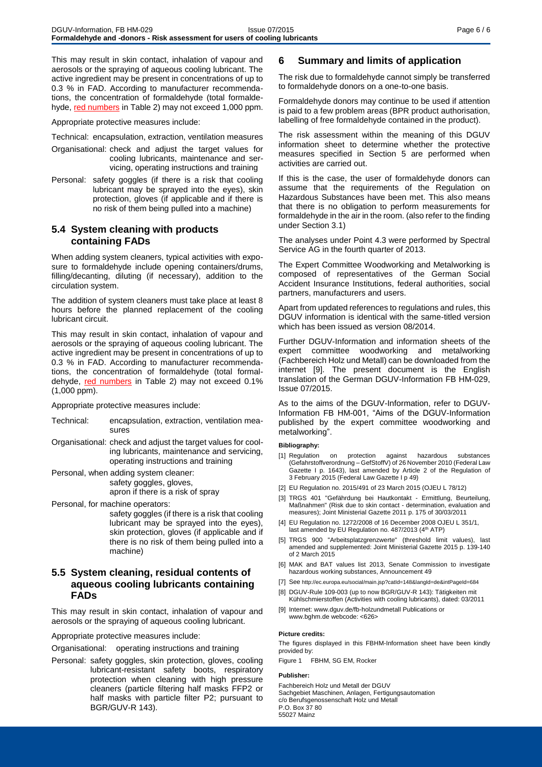This may result in skin contact, inhalation of vapour and aerosols or the spraying of aqueous cooling lubricant. The active ingredient may be present in concentrations of up to 0.3 % in FAD. According to manufacturer recommendations, the concentration of formaldehyde (total formaldehyde, red numbers in Table 2) may not exceed 1,000 ppm.

Appropriate protective measures include:

Technical: encapsulation, extraction, ventilation measures

Organisational: check and adjust the target values for cooling lubricants, maintenance and servicing, operating instructions and training

Personal: safety goggles (if there is a risk that cooling lubricant may be sprayed into the eyes), skin protection, gloves (if applicable and if there is no risk of them being pulled into a machine)

## 5.4 System cleaning with products containing FADs

When adding system cleaners, typical activities with exposure to formaldehyde include opening containers/drums, filling/decanting, diluting (if necessary), addition to the circulation system.

The addition of system cleaners must take place at least 8 hours before the planned replacement of the cooling lubricant circuit.

This may result in skin contact, inhalation of vapour and aerosols or the spraying of aqueous cooling lubricant. The active ingredient may be present in concentrations of up to 0.3 % in FAD. According to manufacturer recommendations, the concentration of formaldehyde (total formaldehyde, red numbers in Table 2) may not exceed 0.1% (1,000 ppm).

Appropriate protective measures include:

Technical: encapsulation, extraction, ventilation measures

Organisational: check and adjust the target values for cooling lubricants, maintenance and servicing, operating instructions and training

Personal, when adding system cleaner:
safety goggles, gloves,
apron if there is a risk of spray

Personal, for machine operators:
safety goggles (if there is a risk that cooling lubricant may be sprayed into the eyes), skin protection, gloves (if applicable and if there is no risk of them being pulled into a machine)

## 5.5 System cleaning, residual contents of aqueous cooling lubricants containing FADs

This may result in skin contact, inhalation of vapour and aerosols or the spraying of aqueous cooling lubricant.

Appropriate protective measures include:

Organisational: operating instructions and training

Personal: safety goggles, skin protection, gloves, cooling lubricant-resistant safety boots, respiratory protection when cleaning with high pressure cleaners (particle filtering half masks FFP2 or half masks with particle filter P2; pursuant to BGR/GUV-R 143).

# 6 Summary and limits of application

The risk due to formaldehyde cannot simply be transferred to formaldehyde donors on a one-to-one basis.

Formaldehyde donors may continue to be used if attention is paid to a few problem areas (BPR product authorisation, labelling of free formaldehyde contained in the product).

The risk assessment within the meaning of this DGUV information sheet to determine whether the protective measures specified in Section 5 are performed when activities are carried out.

If this is the case, the user of formaldehyde donors can assume that the requirements of the Regulation on Hazardous Substances have been met. This also means that there is no obligation to perform measurements for formaldehyde in the air in the room. (also refer to the finding under Section 3.1)

The analyses under Point 4.3 were performed by Spectral Service AG in the fourth quarter of 2013.

The Expert Committee Woodworking and Metalworking is composed of representatives of the German Social Accident Insurance Institutions, federal authorities, social partners, manufacturers and users.

Apart from updated references to regulations and rules, this DGUV information is identical with the same-titled version which has been issued as version 08/2014.

Further DGUV-Information and information sheets of the expert committee woodworking and metalworking (Fachbereich Holz und Metall) can be downloaded from the internet [9]. The present document is the English translation of the German DGUV-Information FB HM-029, Issue 07/2015.

As to the aims of the DGUV-Information, refer to DGUV-Information FB HM-001, "Aims of the DGUV-Information published by the expert committee woodworking and metalworking".

**Bibliography:**

[1] Regulation on protection against hazardous substances (Gefahrstoffverordnung – GefStoffV) of 26 November 2010 (Federal Law Gazette I p. 1643), last amended by Article 2 of the Regulation of 3 February 2015 (Federal Law Gazette I p 49)

[2] EU Regulation no. 2015/491 of 23 March 2015 (OJEU L 78/12)

[3] TRGS 401 "Gefährdung bei Hautkontakt - Ermittlung, Beurteilung, Maßnahmen" (Risk due to skin contact - determination, evaluation and measures); Joint Ministerial Gazette 2011 p. 175 of 30/03/2011

[4] EU Regulation no. 1272/2008 of 16 December 2008 OJEU L 351/1, last amended by EU Regulation no. 487/2013 (4th ATP)

[5] TRGS 900 "Arbeitsplatzgrenzwerte" (threshold limit values), last amended and supplemented: Joint Ministerial Gazette 2015 p. 139-140 of 2 March 2015

[6] MAK and BAT values list 2013, Senate Commission to investigate hazardous working substances, Announcement 49

[7] See http://ec.europa.eu/social/main.jsp?catId=148&langId=de&intPageId=684

[8] DGUV-Rule 109-003 (up to now BGR/GUV-R 143): Tätigkeiten mit Kühlschmierstoffen (Activities with cooling lubricants), dated: 03/2011

[9] Internet: www.dguv.de/fb-holzundmetall Publications or www.bghm.de webcode: <626>

**Picture credits:**

The figures displayed in this FBHM-Information sheet have been kindly provided by:

Figure 1 FBHM, SG EM, Rocker

**Publisher:**

Fachbereich Holz und Metall der DGUV
Sachgebiet Maschinen, Anlagen, Fertigungsautomation
c/o Berufsgenossenschaft Holz und Metall
P.O. Box 37 80
55027 Mainz